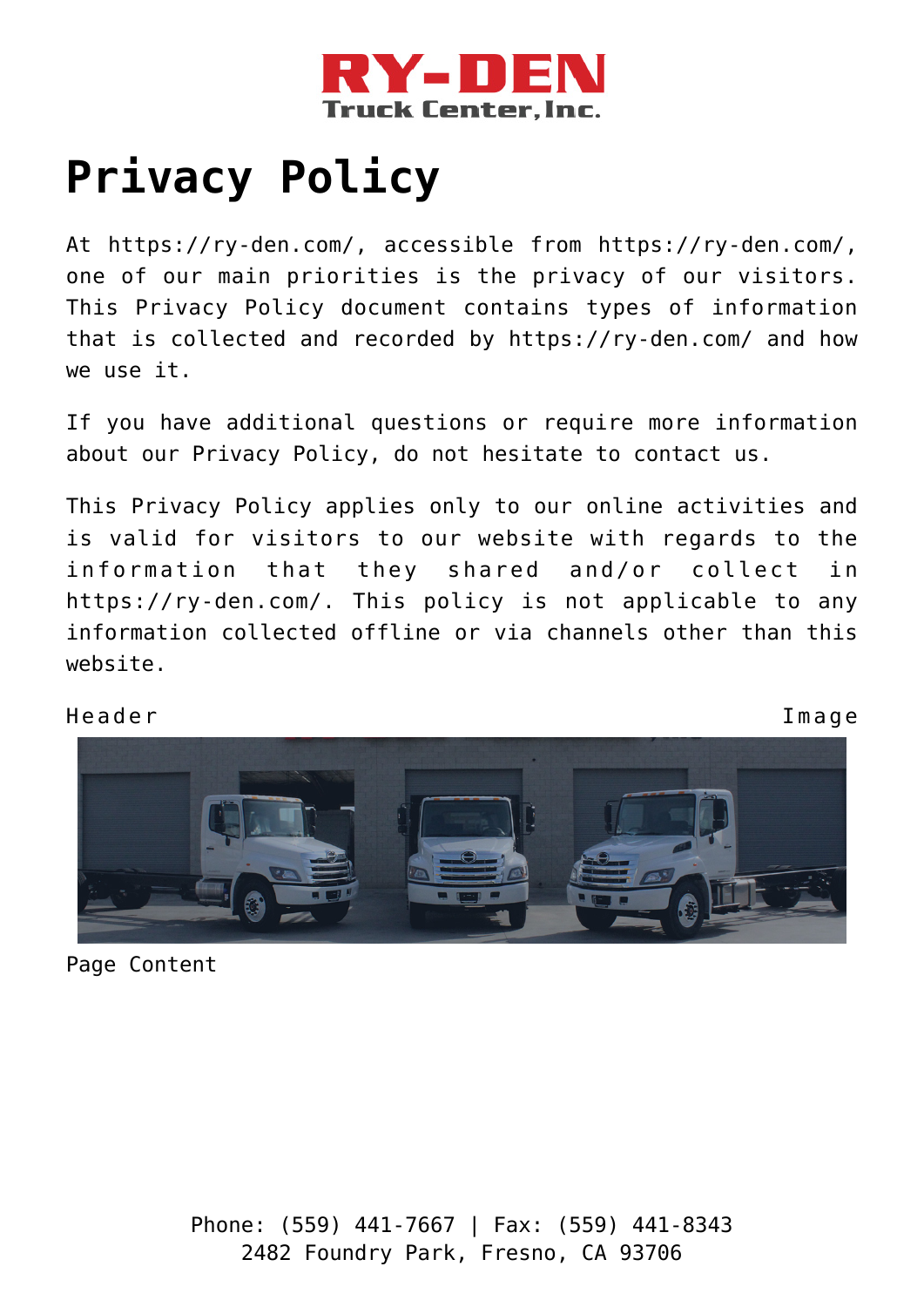# Privacy Policy

At https://ry-den.com/, accessible from https://ry-den.com/, one of our main priorities is the privacy of our visitors. This Privacy Policy document contains types of information that is collected and recorded by https://ry-den.com/ and how we use it.

If you have additional questions or require more information about our Privacy Policy, do not hesitate to contact us.

This Privacy Policy applies only to our online activities and is valid for visitors to our website with regards to the information that they shared and/or collect in https://ry-den.com/. This policy is not applicable to any information collected offline or via channels other than this website.

Header Image

Page Content

Phone: (559) 441-7667 | Fax: (559) 441-8343
2482 Foundry Park, Fresno, CA 93706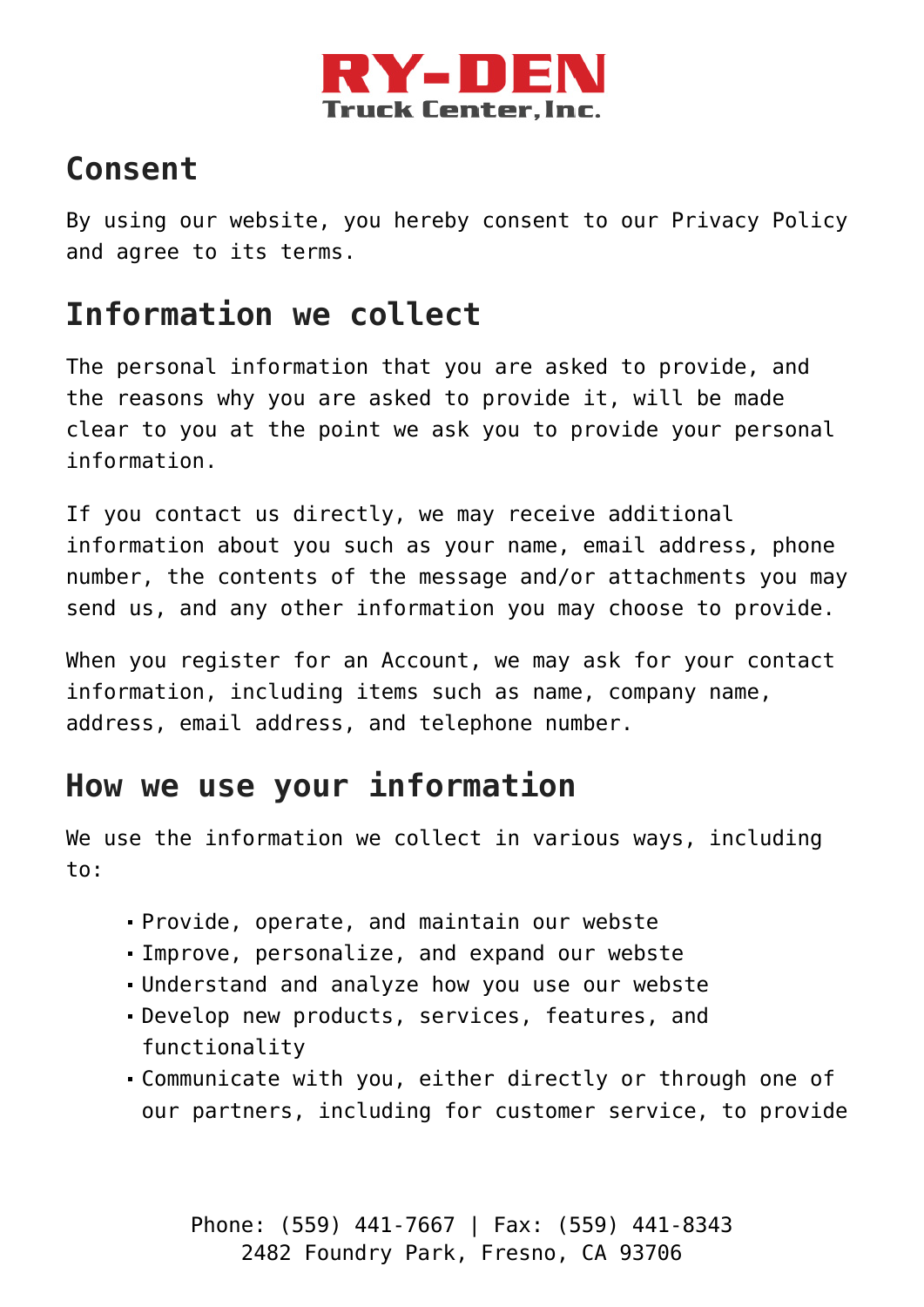## Consent

By using our website, you hereby consent to our Privacy Policy and agree to its terms.

## Information we collect

The personal information that you are asked to provide, and the reasons why you are asked to provide it, will be made clear to you at the point we ask you to provide your personal information.

If you contact us directly, we may receive additional information about you such as your name, email address, phone number, the contents of the message and/or attachments you may send us, and any other information you may choose to provide.

When you register for an Account, we may ask for your contact information, including items such as name, company name, address, email address, and telephone number.

## How we use your information

We use the information we collect in various ways, including to:

- Provide, operate, and maintain our webste
- Improve, personalize, and expand our webste
- Understand and analyze how you use our webste
- Develop new products, services, features, and functionality
- Communicate with you, either directly or through one of our partners, including for customer service, to provide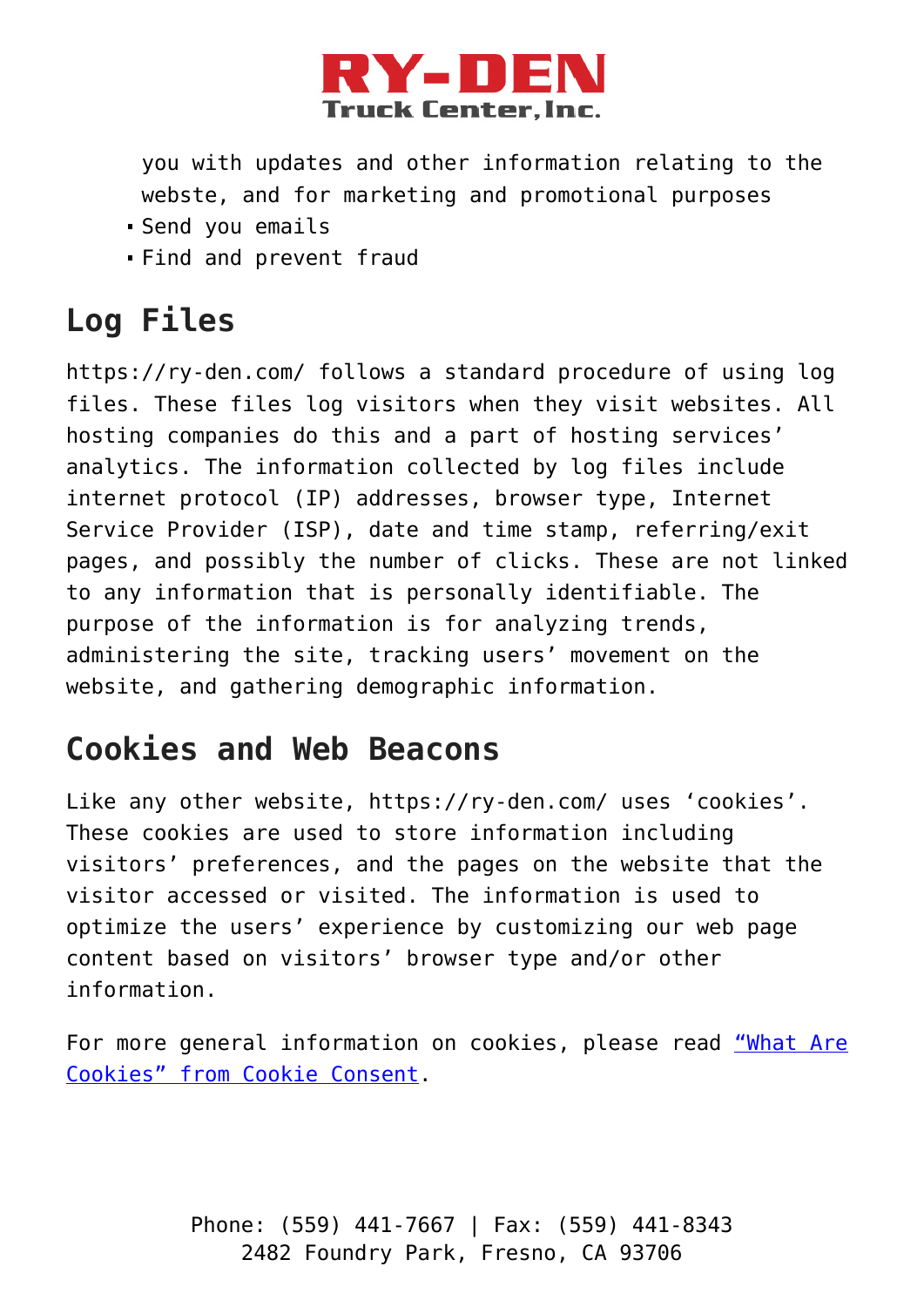you with updates and other information relating to the webste, and for marketing and promotional purposes

- Send you emails
- Find and prevent fraud

## Log Files

https://ry-den.com/ follows a standard procedure of using log files. These files log visitors when they visit websites. All hosting companies do this and a part of hosting services' analytics. The information collected by log files include internet protocol (IP) addresses, browser type, Internet Service Provider (ISP), date and time stamp, referring/exit pages, and possibly the number of clicks. These are not linked to any information that is personally identifiable. The purpose of the information is for analyzing trends, administering the site, tracking users' movement on the website, and gathering demographic information.

## Cookies and Web Beacons

Like any other website, https://ry-den.com/ uses 'cookies'. These cookies are used to store information including visitors' preferences, and the pages on the website that the visitor accessed or visited. The information is used to optimize the users' experience by customizing our web page content based on visitors' browser type and/or other information.

For more general information on cookies, please read "What Are Cookies" from Cookie Consent.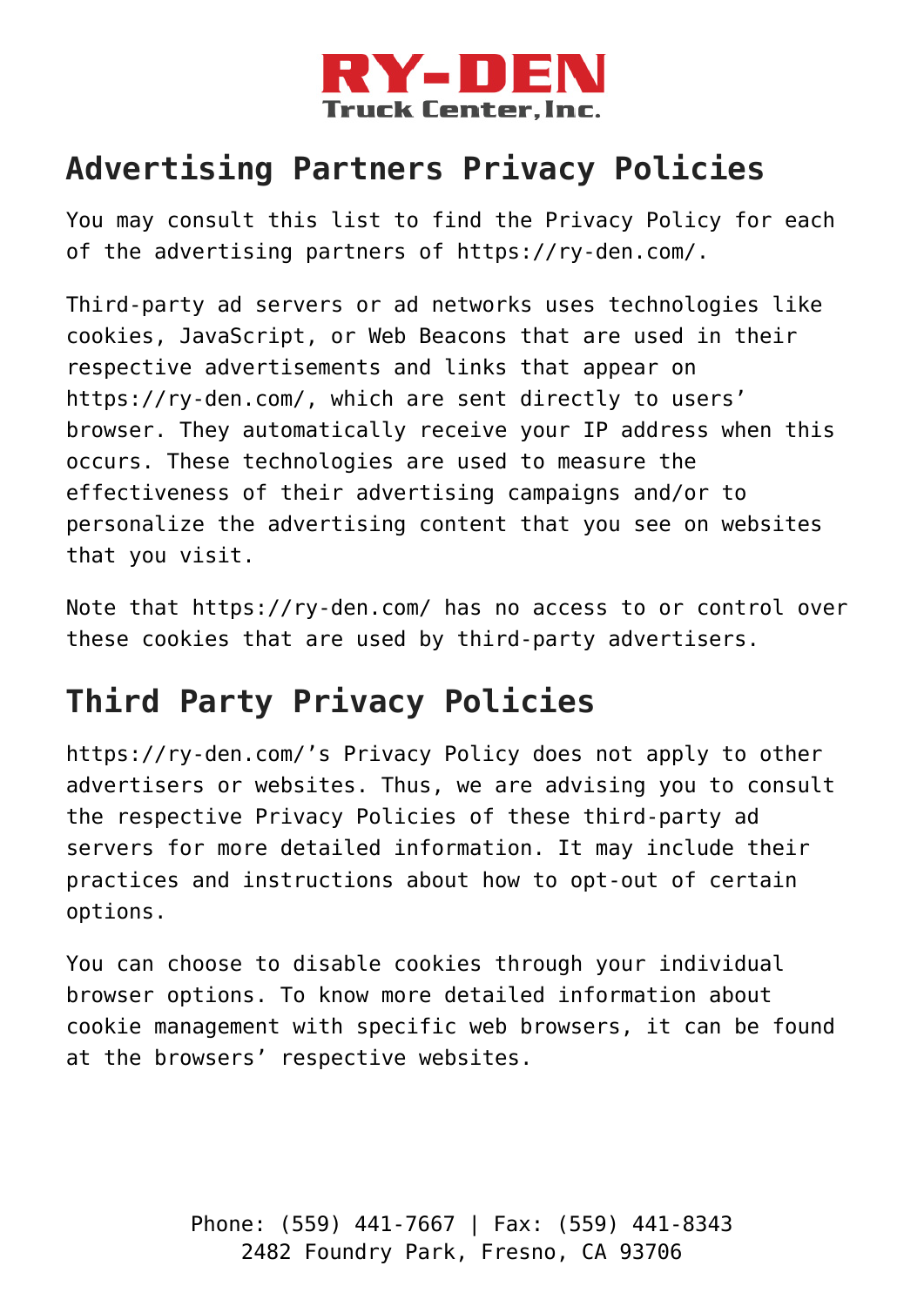## Advertising Partners Privacy Policies

You may consult this list to find the Privacy Policy for each of the advertising partners of https://ry-den.com/.

Third-party ad servers or ad networks uses technologies like cookies, JavaScript, or Web Beacons that are used in their respective advertisements and links that appear on https://ry-den.com/, which are sent directly to users' browser. They automatically receive your IP address when this occurs. These technologies are used to measure the effectiveness of their advertising campaigns and/or to personalize the advertising content that you see on websites that you visit.

Note that https://ry-den.com/ has no access to or control over these cookies that are used by third-party advertisers.

## Third Party Privacy Policies

https://ry-den.com/'s Privacy Policy does not apply to other advertisers or websites. Thus, we are advising you to consult the respective Privacy Policies of these third-party ad servers for more detailed information. It may include their practices and instructions about how to opt-out of certain options.

You can choose to disable cookies through your individual browser options. To know more detailed information about cookie management with specific web browsers, it can be found at the browsers' respective websites.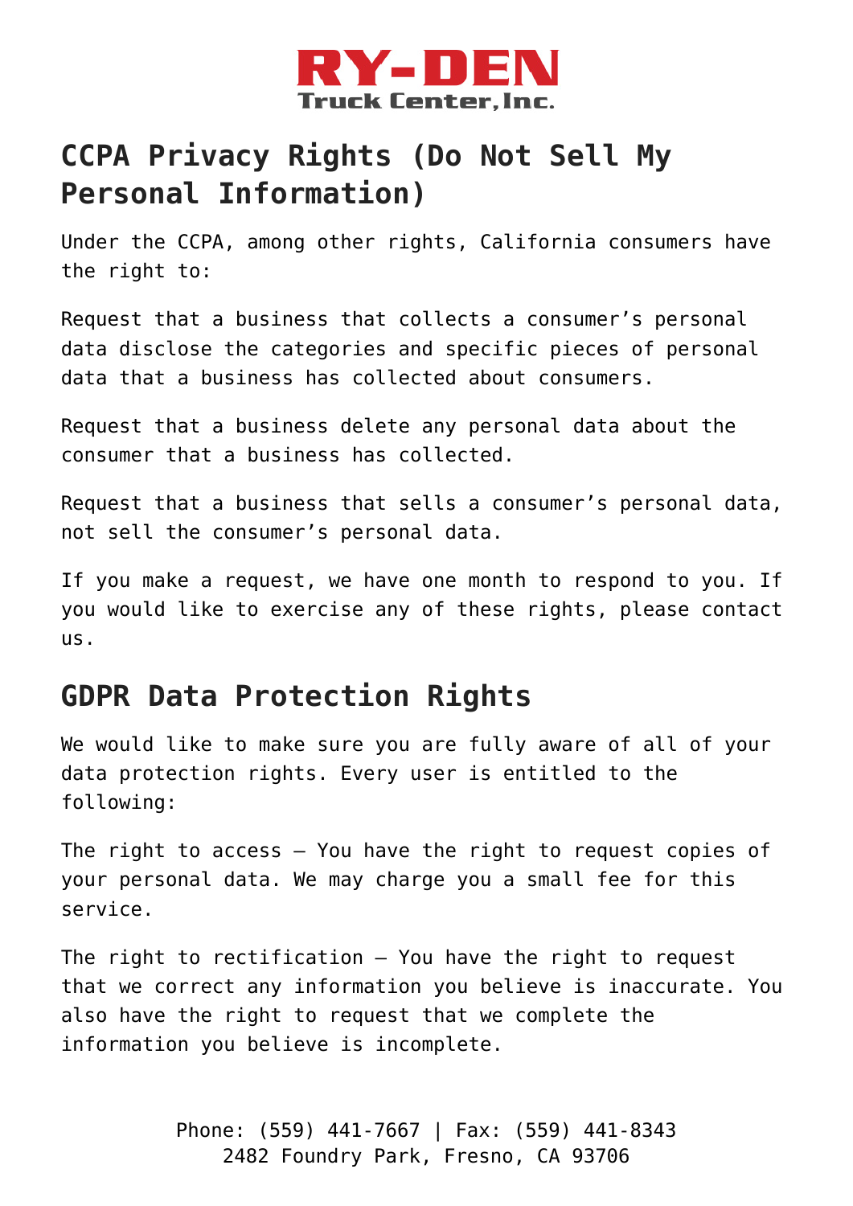## CCPA Privacy Rights (Do Not Sell My Personal Information)

Under the CCPA, among other rights, California consumers have the right to:

Request that a business that collects a consumer's personal data disclose the categories and specific pieces of personal data that a business has collected about consumers.

Request that a business delete any personal data about the consumer that a business has collected.

Request that a business that sells a consumer's personal data, not sell the consumer's personal data.

If you make a request, we have one month to respond to you. If you would like to exercise any of these rights, please contact us.

## GDPR Data Protection Rights

We would like to make sure you are fully aware of all of your data protection rights. Every user is entitled to the following:

The right to access – You have the right to request copies of your personal data. We may charge you a small fee for this service.

The right to rectification – You have the right to request that we correct any information you believe is inaccurate. You also have the right to request that we complete the information you believe is incomplete.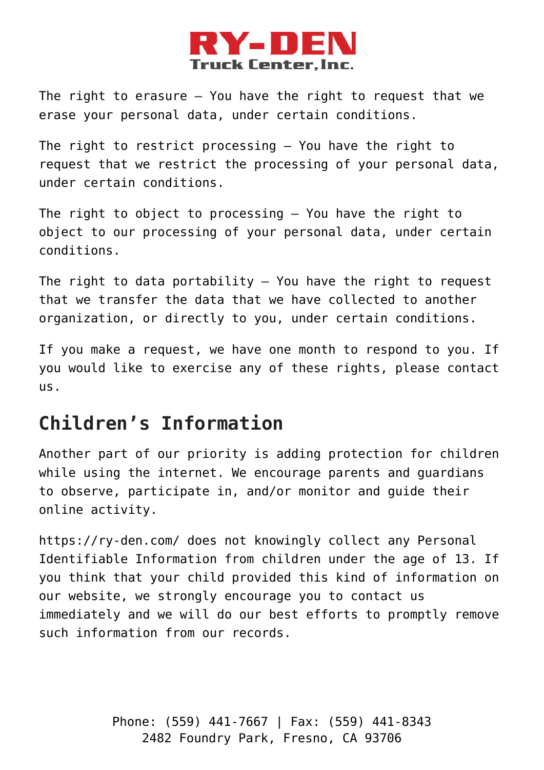The right to erasure – You have the right to request that we erase your personal data, under certain conditions.

The right to restrict processing – You have the right to request that we restrict the processing of your personal data, under certain conditions.

The right to object to processing – You have the right to object to our processing of your personal data, under certain conditions.

The right to data portability – You have the right to request that we transfer the data that we have collected to another organization, or directly to you, under certain conditions.

If you make a request, we have one month to respond to you. If you would like to exercise any of these rights, please contact us.

## Children's Information

Another part of our priority is adding protection for children while using the internet. We encourage parents and guardians to observe, participate in, and/or monitor and guide their online activity.

https://ry-den.com/ does not knowingly collect any Personal Identifiable Information from children under the age of 13. If you think that your child provided this kind of information on our website, we strongly encourage you to contact us immediately and we will do our best efforts to promptly remove such information from our records.